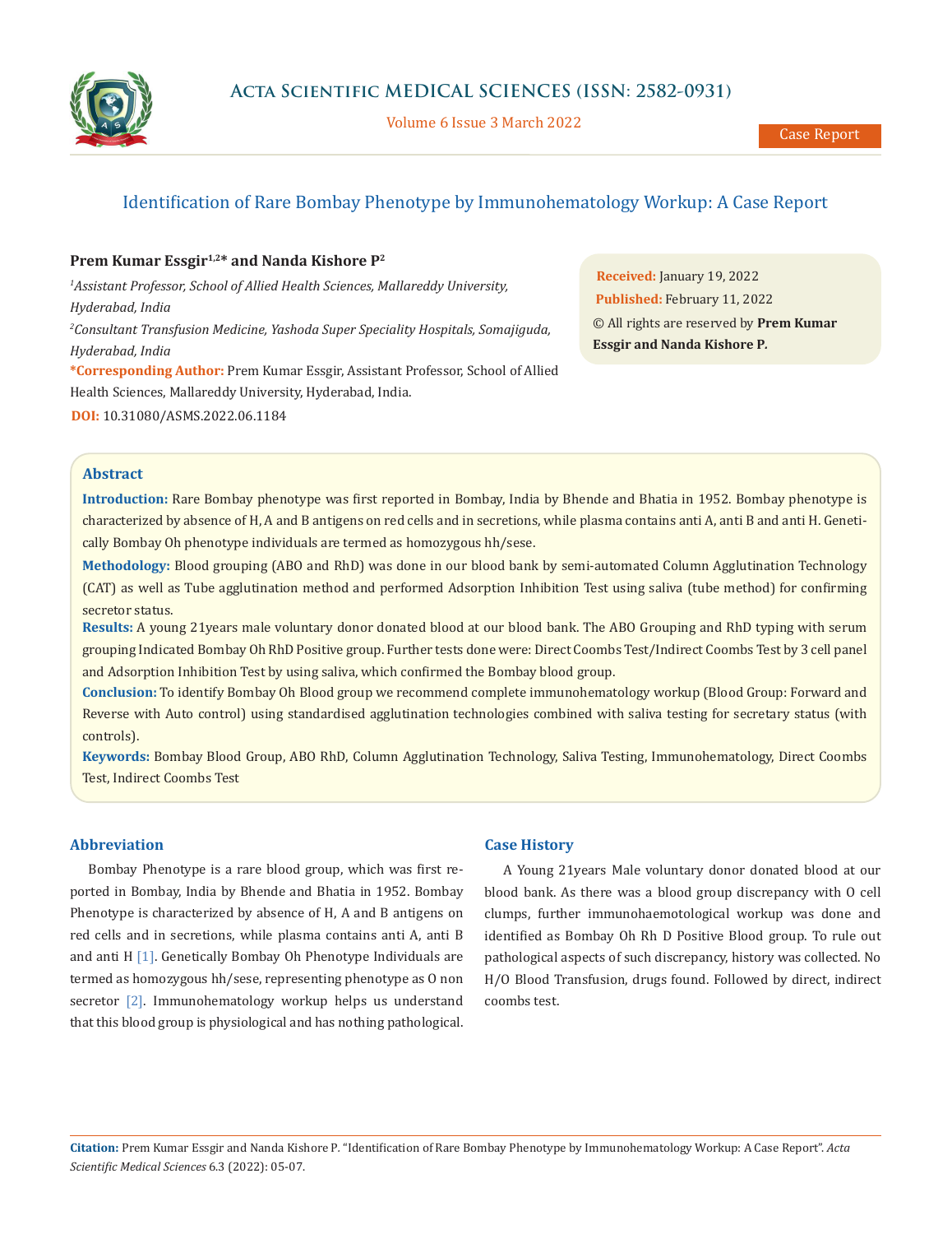# Identification of Rare Bombay Phenotype by Immunohematology Workup: A Case Report

**Prem Kumar Essgir[1,2]* and Nanda Kishore P[2]**

*[1]Assistant Professor, School of Allied Health Sciences, Mallareddy University, Hyderabad, India*

*[2]Consultant Transfusion Medicine, Yashoda Super Speciality Hospitals, Somajiguda, Hyderabad, India*

***Corresponding Author:** Prem Kumar Essgir, Assistant Professor, School of Allied Health Sciences, Mallareddy University, Hyderabad, India.

**DOI:** 10.31080/ASMS.2022.06.1184

**Received:** January 19, 2022

**Published:** February 11, 2022

© All rights are reserved by **Prem Kumar Essgir and Nanda Kishore P.**

## Abstract

**Introduction:** Rare Bombay phenotype was first reported in Bombay, India by Bhende and Bhatia in 1952. Bombay phenotype is characterized by absence of H, A and B antigens on red cells and in secretions, while plasma contains anti A, anti B and anti H. Genetically Bombay Oh phenotype individuals are termed as homozygous hh/sese.

**Methodology:** Blood grouping (ABO and RhD) was done in our blood bank by semi-automated Column Agglutination Technology (CAT) as well as Tube agglutination method and performed Adsorption Inhibition Test using saliva (tube method) for confirming secretor status.

**Results:** A young 21years male voluntary donor donated blood at our blood bank. The ABO Grouping and RhD typing with serum grouping Indicated Bombay Oh RhD Positive group. Further tests done were: Direct Coombs Test/Indirect Coombs Test by 3 cell panel and Adsorption Inhibition Test by using saliva, which confirmed the Bombay blood group.

**Conclusion:** To identify Bombay Oh Blood group we recommend complete immunohematology workup (Blood Group: Forward and Reverse with Auto control) using standardised agglutination technologies combined with saliva testing for secretary status (with controls).

**Keywords:** Bombay Blood Group, ABO RhD, Column Agglutination Technology, Saliva Testing, Immunohematology, Direct Coombs Test, Indirect Coombs Test

## Abbreviation

Bombay Phenotype is a rare blood group, which was first reported in Bombay, India by Bhende and Bhatia in 1952. Bombay Phenotype is characterized by absence of H, A and B antigens on red cells and in secretions, while plasma contains anti A, anti B and anti H [1]. Genetically Bombay Oh Phenotype Individuals are termed as homozygous hh/sese, representing phenotype as O non secretor [2]. Immunohematology workup helps us understand that this blood group is physiological and has nothing pathological.

## Case History

A Young 21years Male voluntary donor donated blood at our blood bank. As there was a blood group discrepancy with O cell clumps, further immunohaemotological workup was done and identified as Bombay Oh Rh D Positive Blood group. To rule out pathological aspects of such discrepancy, history was collected. No H/O Blood Transfusion, drugs found. Followed by direct, indirect coombs test.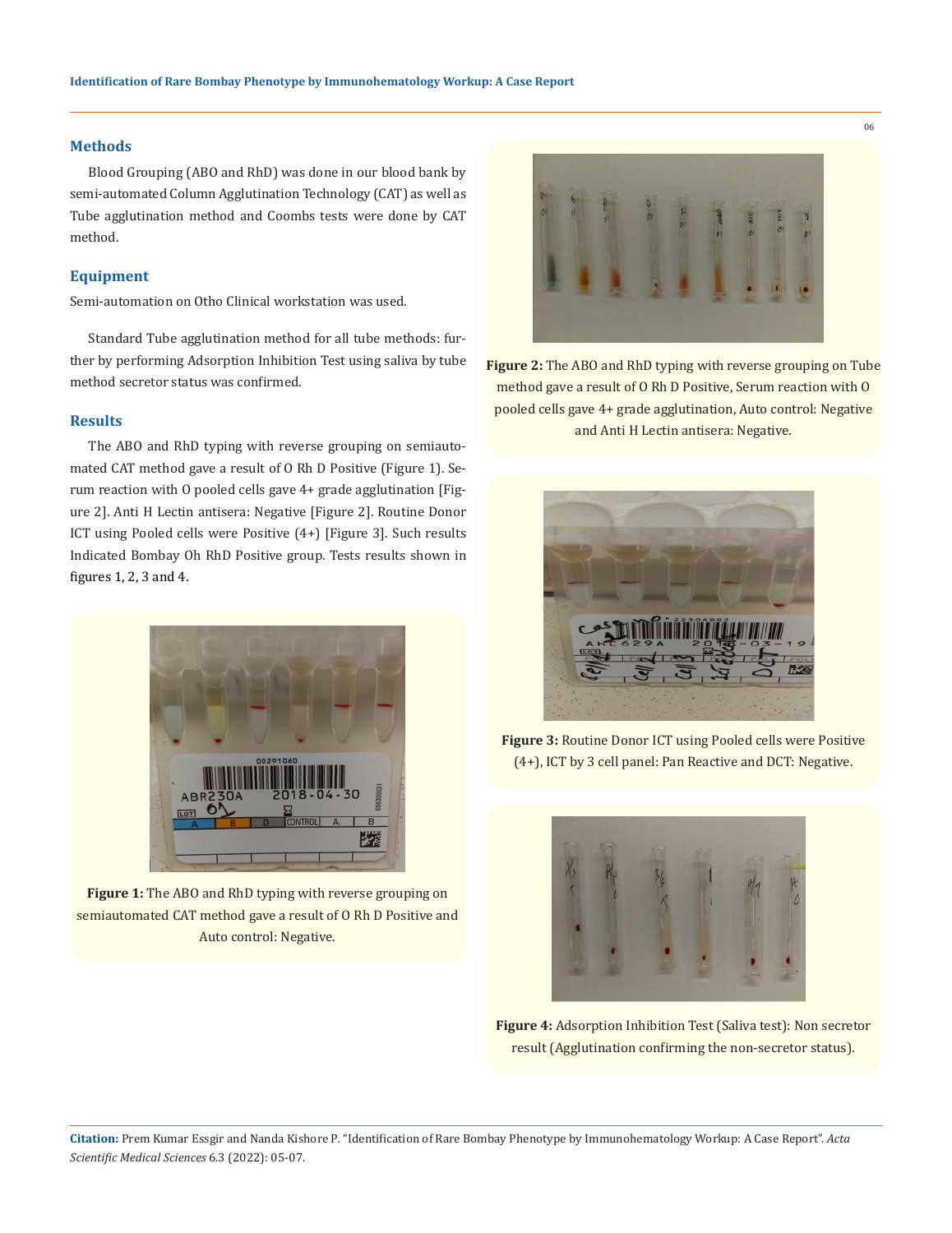## Methods

Blood Grouping (ABO and RhD) was done in our blood bank by semi-automated Column Agglutination Technology (CAT) as well as Tube agglutination method and Coombs tests were done by CAT method.

## Equipment

Semi-automation on Otho Clinical workstation was used.

Standard Tube agglutination method for all tube methods: further by performing Adsorption Inhibition Test using saliva by tube method secretor status was confirmed.

## Results

The ABO and RhD typing with reverse grouping on semiautomated CAT method gave a result of O Rh D Positive (Figure 1). Serum reaction with O pooled cells gave 4+ grade agglutination [Figure 2]. Anti H Lectin antisera: Negative [Figure 2]. Routine Donor ICT using Pooled cells were Positive (4+) [Figure 3]. Such results Indicated Bombay Oh RhD Positive group. Tests results shown in figures 1, 2, 3 and 4.

**Figure 1:** The ABO and RhD typing with reverse grouping on semiautomated CAT method gave a result of O Rh D Positive and Auto control: Negative.

**Figure 2:** The ABO and RhD typing with reverse grouping on Tube method gave a result of O Rh D Positive, Serum reaction with O pooled cells gave 4+ grade agglutination, Auto control: Negative and Anti H Lectin antisera: Negative.

**Figure 3:** Routine Donor ICT using Pooled cells were Positive (4+), ICT by 3 cell panel: Pan Reactive and DCT: Negative.

**Figure 4:** Adsorption Inhibition Test (Saliva test): Non secretor result (Agglutination confirming the non-secretor status).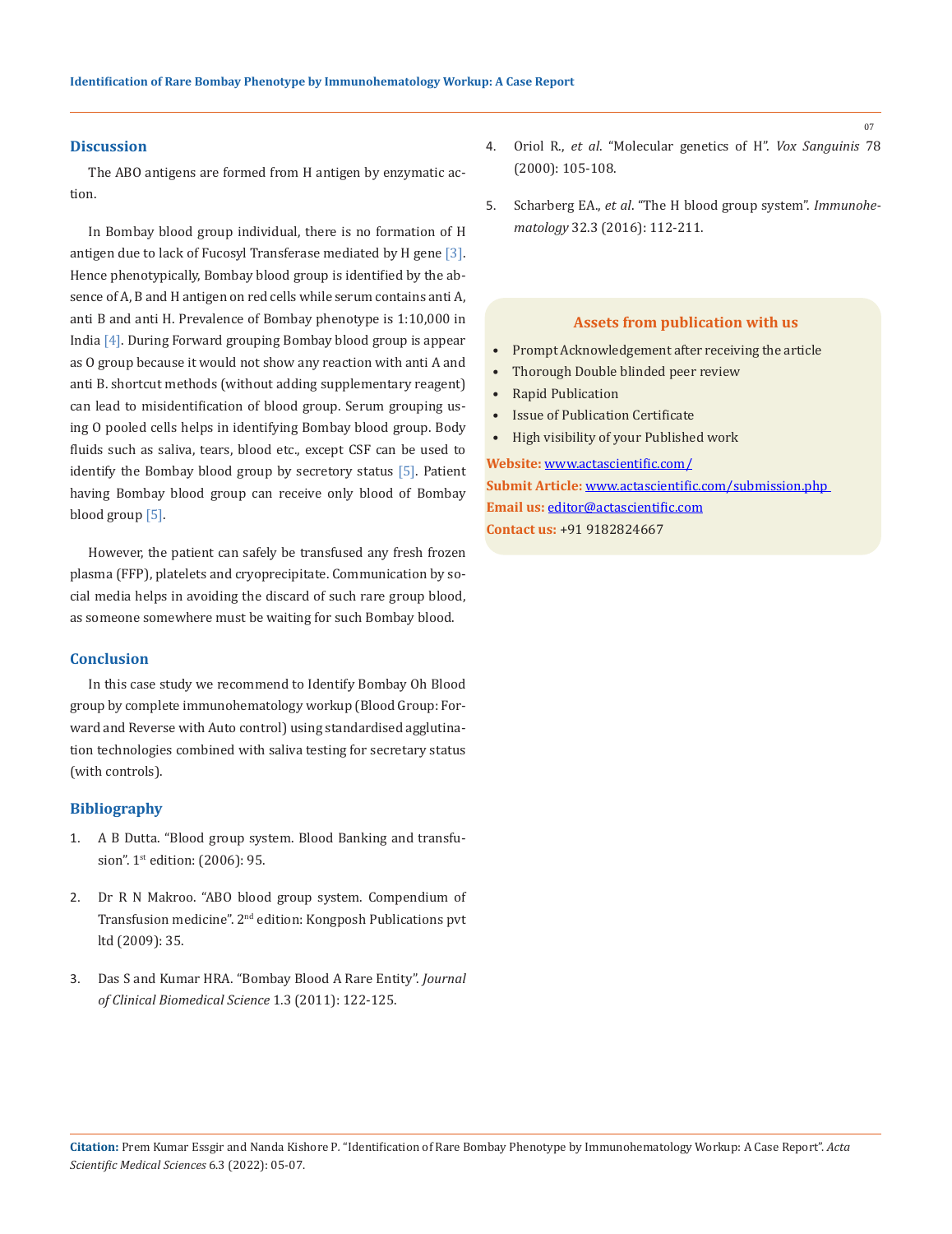## Discussion

The ABO antigens are formed from H antigen by enzymatic action.

In Bombay blood group individual, there is no formation of H antigen due to lack of Fucosyl Transferase mediated by H gene [3]. Hence phenotypically, Bombay blood group is identified by the absence of A, B and H antigen on red cells while serum contains anti A, anti B and anti H. Prevalence of Bombay phenotype is 1:10,000 in India [4]. During Forward grouping Bombay blood group is appear as O group because it would not show any reaction with anti A and anti B. shortcut methods (without adding supplementary reagent) can lead to misidentification of blood group. Serum grouping using O pooled cells helps in identifying Bombay blood group. Body fluids such as saliva, tears, blood etc., except CSF can be used to identify the Bombay blood group by secretory status [5]. Patient having Bombay blood group can receive only blood of Bombay blood group [5].

However, the patient can safely be transfused any fresh frozen plasma (FFP), platelets and cryoprecipitate. Communication by social media helps in avoiding the discard of such rare group blood, as someone somewhere must be waiting for such Bombay blood.

## Conclusion

In this case study we recommend to Identify Bombay Oh Blood group by complete immunohematology workup (Blood Group: Forward and Reverse with Auto control) using standardised agglutination technologies combined with saliva testing for secretary status (with controls).

## Bibliography

1. A B Dutta. "Blood group system. Blood Banking and transfusion". 1st edition: (2006): 95.
2. Dr R N Makroo. "ABO blood group system. Compendium of Transfusion medicine". 2nd edition: Kongposh Publications pvt ltd (2009): 35.
3. Das S and Kumar HRA. "Bombay Blood A Rare Entity". *Journal of Clinical Biomedical Science* 1.3 (2011): 122-125.
4. Oriol R., *et al*. "Molecular genetics of H". *Vox Sanguinis* 78 (2000): 105-108.
5. Scharberg EA., *et al*. "The H blood group system". *Immunohematology* 32.3 (2016): 112-211.

**Assets from publication with us**

- Prompt Acknowledgement after receiving the article
- Thorough Double blinded peer review
- Rapid Publication
- Issue of Publication Certificate
- High visibility of your Published work

**Website:** www.actascientific.com/
**Submit Article:** www.actascientific.com/submission.php
**Email us:** editor@actascientific.com
**Contact us:** +91 9182824667

**Citation:** Prem Kumar Essgir and Nanda Kishore P. "Identification of Rare Bombay Phenotype by Immunohematology Workup: A Case Report". *Acta Scientific Medical Sciences* 6.3 (2022): 05-07.